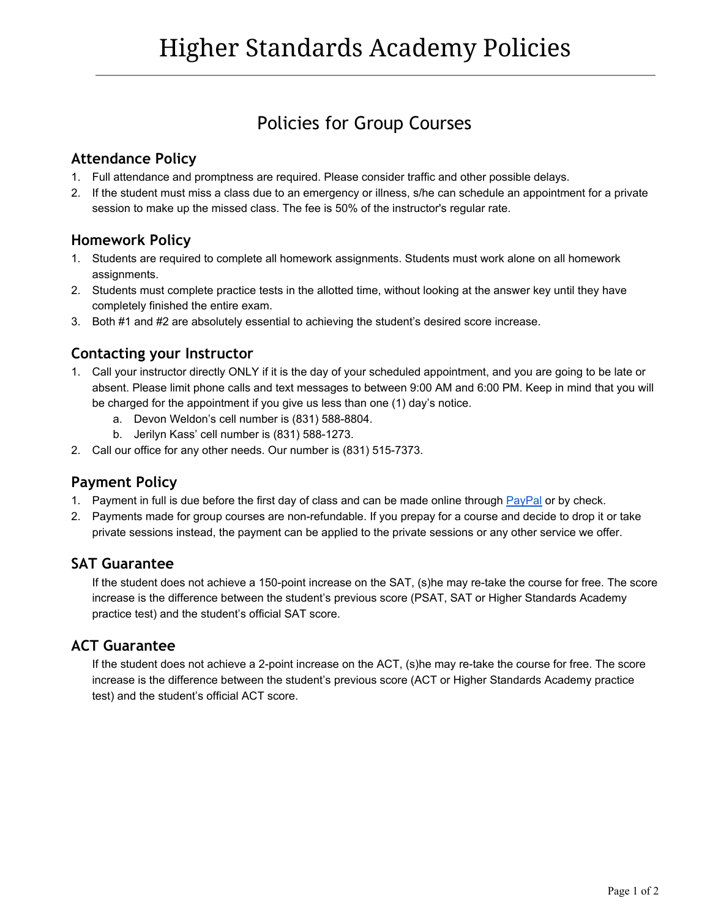# Higher Standards Academy Policies

## Policies for Group Courses

### Attendance Policy

1. Full attendance and promptness are required. Please consider traffic and other possible delays.
2. If the student must miss a class due to an emergency or illness, s/he can schedule an appointment for a private session to make up the missed class. The fee is 50% of the instructor's regular rate.

### Homework Policy

1. Students are required to complete all homework assignments. Students must work alone on all homework assignments.
2. Students must complete practice tests in the allotted time, without looking at the answer key until they have completely finished the entire exam.
3. Both #1 and #2 are absolutely essential to achieving the student's desired score increase.

### Contacting your Instructor

1. Call your instructor directly ONLY if it is the day of your scheduled appointment, and you are going to be late or absent. Please limit phone calls and text messages to between 9:00 AM and 6:00 PM. Keep in mind that you will be charged for the appointment if you give us less than one (1) day's notice.
   a. Devon Weldon's cell number is (831) 588-8804.
   b. Jerilyn Kass' cell number is (831) 588-1273.
2. Call our office for any other needs. Our number is (831) 515-7373.

### Payment Policy

1. Payment in full is due before the first day of class and can be made online through PayPal or by check.
2. Payments made for group courses are non-refundable. If you prepay for a course and decide to drop it or take private sessions instead, the payment can be applied to the private sessions or any other service we offer.

### SAT Guarantee

If the student does not achieve a 150-point increase on the SAT, (s)he may re-take the course for free. The score increase is the difference between the student's previous score (PSAT, SAT or Higher Standards Academy practice test) and the student's official SAT score.

### ACT Guarantee

If the student does not achieve a 2-point increase on the ACT, (s)he may re-take the course for free. The score increase is the difference between the student's previous score (ACT or Higher Standards Academy practice test) and the student's official ACT score.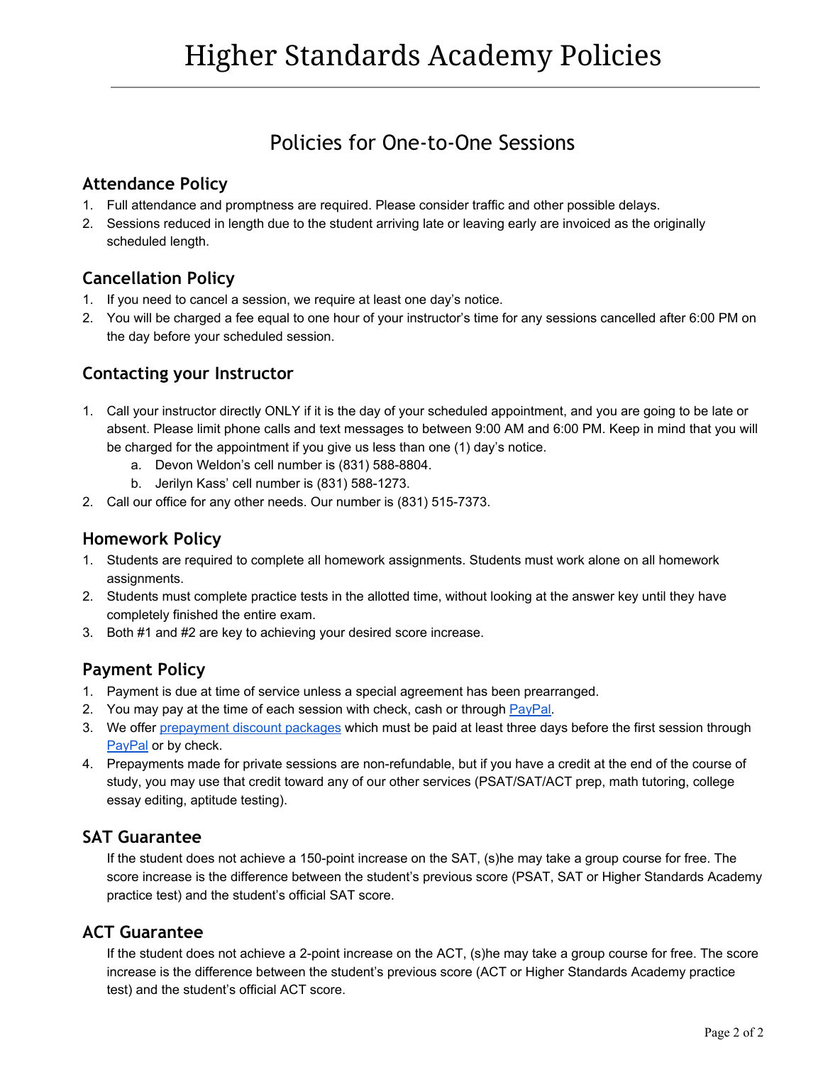# Higher Standards Academy Policies

## Policies for One-to-One Sessions

### Attendance Policy

1. Full attendance and promptness are required. Please consider traffic and other possible delays.
2. Sessions reduced in length due to the student arriving late or leaving early are invoiced as the originally scheduled length.

### Cancellation Policy

1. If you need to cancel a session, we require at least one day's notice.
2. You will be charged a fee equal to one hour of your instructor's time for any sessions cancelled after 6:00 PM on the day before your scheduled session.

### Contacting your Instructor

1. Call your instructor directly ONLY if it is the day of your scheduled appointment, and you are going to be late or absent. Please limit phone calls and text messages to between 9:00 AM and 6:00 PM. Keep in mind that you will be charged for the appointment if you give us less than one (1) day's notice.
   a. Devon Weldon's cell number is (831) 588-8804.
   b. Jerilyn Kass' cell number is (831) 588-1273.
2. Call our office for any other needs. Our number is (831) 515-7373.

### Homework Policy

1. Students are required to complete all homework assignments. Students must work alone on all homework assignments.
2. Students must complete practice tests in the allotted time, without looking at the answer key until they have completely finished the entire exam.
3. Both #1 and #2 are key to achieving your desired score increase.

### Payment Policy

1. Payment is due at time of service unless a special agreement has been prearranged.
2. You may pay at the time of each session with check, cash or through PayPal.
3. We offer prepayment discount packages which must be paid at least three days before the first session through PayPal or by check.
4. Prepayments made for private sessions are non-refundable, but if you have a credit at the end of the course of study, you may use that credit toward any of our other services (PSAT/SAT/ACT prep, math tutoring, college essay editing, aptitude testing).

### SAT Guarantee

If the student does not achieve a 150-point increase on the SAT, (s)he may take a group course for free. The score increase is the difference between the student's previous score (PSAT, SAT or Higher Standards Academy practice test) and the student's official SAT score.

### ACT Guarantee

If the student does not achieve a 2-point increase on the ACT, (s)he may take a group course for free. The score increase is the difference between the student's previous score (ACT or Higher Standards Academy practice test) and the student's official ACT score.